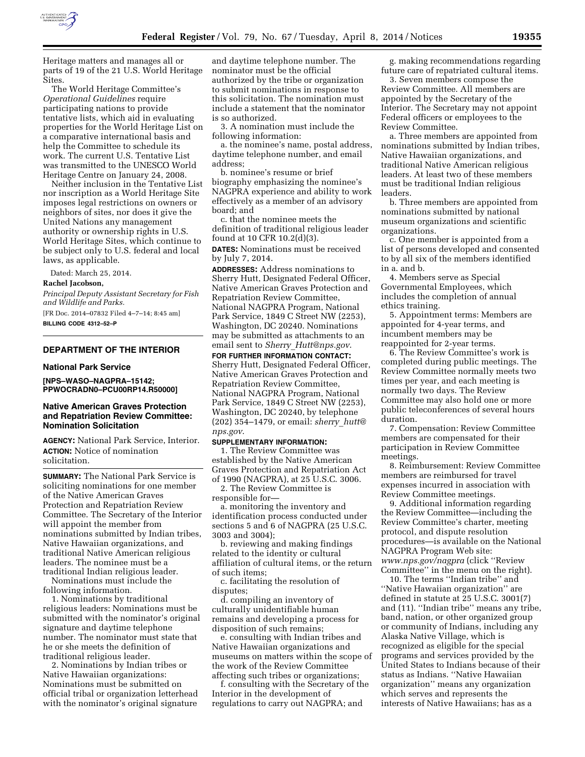Heritage matters and manages all or parts of 19 of the 21 U.S. World Heritage Sites.

The World Heritage Committee's *Operational Guidelines* require participating nations to provide tentative lists, which aid in evaluating properties for the World Heritage List on a comparative international basis and help the Committee to schedule its work. The current U.S. Tentative List was transmitted to the UNESCO World Heritage Centre on January 24, 2008.

Neither inclusion in the Tentative List nor inscription as a World Heritage Site imposes legal restrictions on owners or neighbors of sites, nor does it give the United Nations any management authority or ownership rights in U.S. World Heritage Sites, which continue to be subject only to U.S. federal and local laws, as applicable.

Dated: March 25, 2014.

**Rachel Jacobson,**

*Principal Deputy Assistant Secretary for Fish and Wildlife and Parks.*

[FR Doc. 2014–07832 Filed 4–7–14; 8:45 am]

**BILLING CODE 4312–52–P**

---

## DEPARTMENT OF THE INTERIOR

### National Park Service

**[NPS–WASO–NAGPRA–15142; PPWOCRADN0–PCU00RP14.R50000]**

### Native American Graves Protection and Repatriation Review Committee: Nomination Solicitation

**AGENCY:** National Park Service, Interior.

**ACTION:** Notice of nomination solicitation.

**SUMMARY:** The National Park Service is soliciting nominations for one member of the Native American Graves Protection and Repatriation Review Committee. The Secretary of the Interior will appoint the member from nominations submitted by Indian tribes, Native Hawaiian organizations, and traditional Native American religious leaders. The nominee must be a traditional Indian religious leader.

Nominations must include the following information.

1. Nominations by traditional religious leaders: Nominations must be submitted with the nominator's original signature and daytime telephone number. The nominator must state that he or she meets the definition of traditional religious leader.

2. Nominations by Indian tribes or Native Hawaiian organizations: Nominations must be submitted on official tribal or organization letterhead with the nominator's original signature and daytime telephone number. The nominator must be the official authorized by the tribe or organization to submit nominations in response to this solicitation. The nomination must include a statement that the nominator is so authorized.

3. A nomination must include the following information:

a. the nominee's name, postal address, daytime telephone number, and email address;

b. nominee's resume or brief biography emphasizing the nominee's NAGPRA experience and ability to work effectively as a member of an advisory board; and

c. that the nominee meets the definition of traditional religious leader found at 10 CFR 10.2(d)(3).

**DATES:** Nominations must be received by July 7, 2014.

**ADDRESSES:** Address nominations to Sherry Hutt, Designated Federal Officer, Native American Graves Protection and Repatriation Review Committee, National NAGPRA Program, National Park Service, 1849 C Street NW (2253), Washington, DC 20240. Nominations may be submitted as attachments to an email sent to *Sherry_Hutt@nps.gov*.

**FOR FURTHER INFORMATION CONTACT:** Sherry Hutt, Designated Federal Officer, Native American Graves Protection and Repatriation Review Committee, National NAGPRA Program, National Park Service, 1849 C Street NW (2253), Washington, DC 20240, by telephone (202) 354–1479, or email: *sherry_hutt@nps.gov*.

**SUPPLEMENTARY INFORMATION:**

1. The Review Committee was established by the Native American Graves Protection and Repatriation Act of 1990 (NAGPRA), at 25 U.S.C. 3006.

2. The Review Committee is responsible for—

a. monitoring the inventory and identification process conducted under sections 5 and 6 of NAGPRA (25 U.S.C. 3003 and 3004);

b. reviewing and making findings related to the identity or cultural affiliation of cultural items, or the return of such items;

c. facilitating the resolution of disputes;

d. compiling an inventory of culturally unidentifiable human remains and developing a process for disposition of such remains;

e. consulting with Indian tribes and Native Hawaiian organizations and museums on matters within the scope of the work of the Review Committee affecting such tribes or organizations;

f. consulting with the Secretary of the Interior in the development of regulations to carry out NAGPRA; and

g. making recommendations regarding future care of repatriated cultural items.

3. Seven members compose the Review Committee. All members are appointed by the Secretary of the Interior. The Secretary may not appoint Federal officers or employees to the Review Committee.

a. Three members are appointed from nominations submitted by Indian tribes, Native Hawaiian organizations, and traditional Native American religious leaders. At least two of these members must be traditional Indian religious leaders.

b. Three members are appointed from nominations submitted by national museum organizations and scientific organizations.

c. One member is appointed from a list of persons developed and consented to by all six of the members identified in a. and b.

4. Members serve as Special Governmental Employees, which includes the completion of annual ethics training.

5. Appointment terms: Members are appointed for 4-year terms, and incumbent members may be reappointed for 2-year terms.

6. The Review Committee's work is completed during public meetings. The Review Committee normally meets two times per year, and each meeting is normally two days. The Review Committee may also hold one or more public teleconferences of several hours duration.

7. Compensation: Review Committee members are compensated for their participation in Review Committee meetings.

8. Reimbursement: Review Committee members are reimbursed for travel expenses incurred in association with Review Committee meetings.

9. Additional information regarding the Review Committee—including the Review Committee's charter, meeting protocol, and dispute resolution procedures—is available on the National NAGPRA Program Web site: *www.nps.gov/nagpra* (click "Review Committee" in the menu on the right).

10. The terms "Indian tribe" and "Native Hawaiian organization" are defined in statute at 25 U.S.C. 3001(7) and (11). "Indian tribe" means any tribe, band, nation, or other organized group or community of Indians, including any Alaska Native Village, which is recognized as eligible for the special programs and services provided by the United States to Indians because of their status as Indians. "Native Hawaiian organization" means any organization which serves and represents the interests of Native Hawaiians; has as a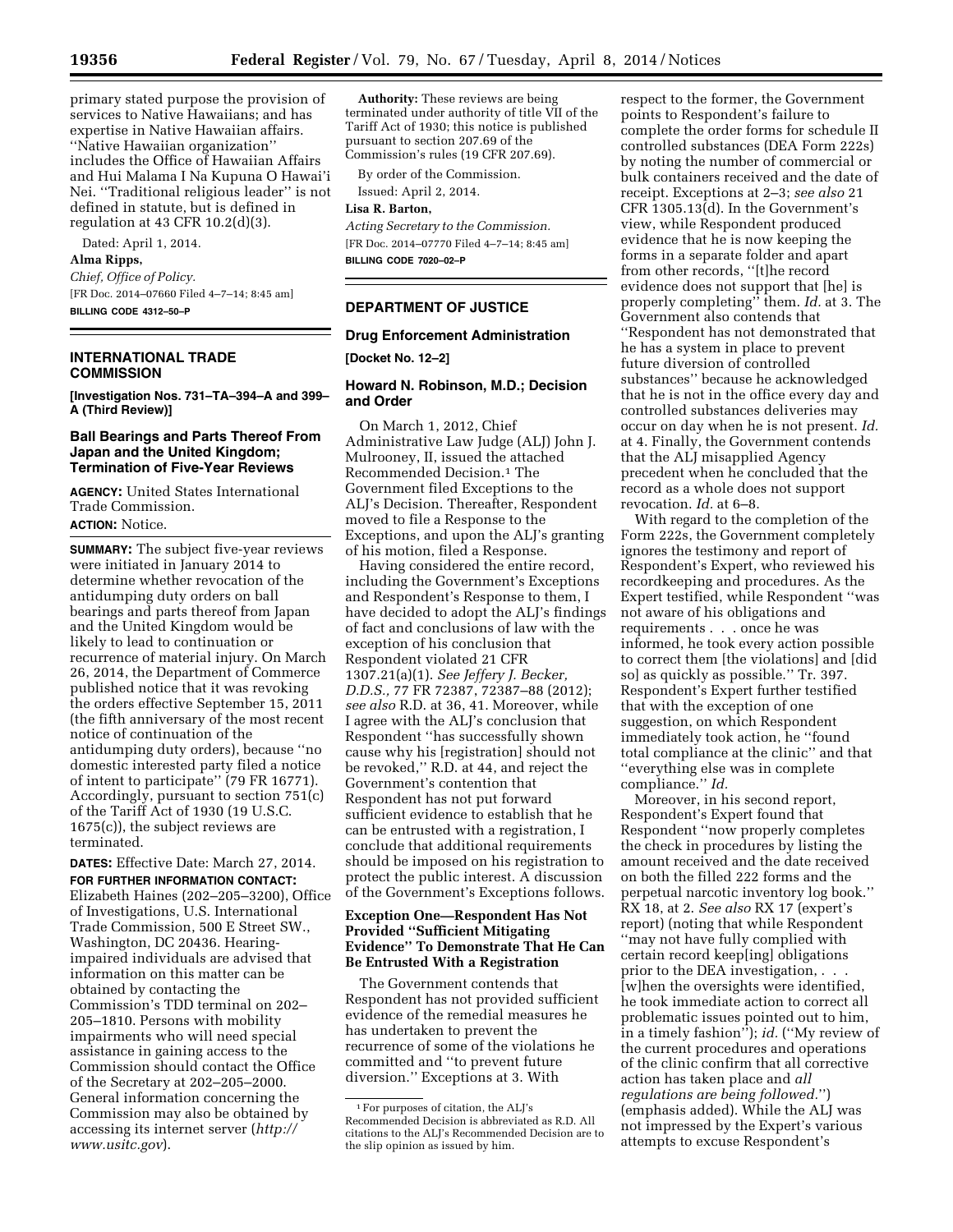primary stated purpose the provision of services to Native Hawaiians; and has expertise in Native Hawaiian affairs. ''Native Hawaiian organization'' includes the Office of Hawaiian Affairs and Hui Malama I Na Kupuna O Hawai'i Nei. ''Traditional religious leader'' is not defined in statute, but is defined in regulation at 43 CFR 10.2(d)(3).

Dated: April 1, 2014.

**Alma Ripps,**

*Chief, Office of Policy.*

[FR Doc. 2014–07660 Filed 4–7–14; 8:45 am]

**BILLING CODE 4312–50–P**

## INTERNATIONAL TRADE COMMISSION

**[Investigation Nos. 731–TA–394–A and 399–A (Third Review)]**

### Ball Bearings and Parts Thereof From Japan and the United Kingdom; Termination of Five-Year Reviews

**AGENCY:** United States International Trade Commission.

**ACTION:** Notice.

**SUMMARY:** The subject five-year reviews were initiated in January 2014 to determine whether revocation of the antidumping duty orders on ball bearings and parts thereof from Japan and the United Kingdom would be likely to lead to continuation or recurrence of material injury. On March 26, 2014, the Department of Commerce published notice that it was revoking the orders effective September 15, 2011 (the fifth anniversary of the most recent notice of continuation of the antidumping duty orders), because ''no domestic interested party filed a notice of intent to participate'' (79 FR 16771). Accordingly, pursuant to section 751(c) of the Tariff Act of 1930 (19 U.S.C. 1675(c)), the subject reviews are terminated.

**DATES:** Effective Date: March 27, 2014.

**FOR FURTHER INFORMATION CONTACT:** Elizabeth Haines (202–205–3200), Office of Investigations, U.S. International Trade Commission, 500 E Street SW., Washington, DC 20436. Hearing-impaired individuals are advised that information on this matter can be obtained by contacting the Commission's TDD terminal on 202–205–1810. Persons with mobility impairments who will need special assistance in gaining access to the Commission should contact the Office of the Secretary at 202–205–2000. General information concerning the Commission may also be obtained by accessing its internet server (*http://www.usitc.gov*).

**Authority:** These reviews are being terminated under authority of title VII of the Tariff Act of 1930; this notice is published pursuant to section 207.69 of the Commission's rules (19 CFR 207.69).

By order of the Commission.

Issued: April 2, 2014.

**Lisa R. Barton,**

*Acting Secretary to the Commission.*

[FR Doc. 2014–07770 Filed 4–7–14; 8:45 am]

**BILLING CODE 7020–02–P**

## DEPARTMENT OF JUSTICE

### Drug Enforcement Administration

**[Docket No. 12–2]**

### Howard N. Robinson, M.D.; Decision and Order

On March 1, 2012, Chief Administrative Law Judge (ALJ) John J. Mulrooney, II, issued the attached Recommended Decision.[1] The Government filed Exceptions to the ALJ's Decision. Thereafter, Respondent moved to file a Response to the Exceptions, and upon the ALJ's granting of his motion, filed a Response.

Having considered the entire record, including the Government's Exceptions and Respondent's Response to them, I have decided to adopt the ALJ's findings of fact and conclusions of law with the exception of his conclusion that Respondent violated 21 CFR 1307.21(a)(1). *See Jeffery J. Becker, D.D.S.,* 77 FR 72387, 72387–88 (2012); *see also* R.D. at 36, 41. Moreover, while I agree with the ALJ's conclusion that Respondent ''has successfully shown cause why his [registration] should not be revoked,'' R.D. at 44, and reject the Government's contention that Respondent has not put forward sufficient evidence to establish that he can be entrusted with a registration, I conclude that additional requirements should be imposed on his registration to protect the public interest. A discussion of the Government's Exceptions follows.

#### Exception One—Respondent Has Not Provided ''Sufficient Mitigating Evidence'' To Demonstrate That He Can Be Entrusted With a Registration

The Government contends that Respondent has not provided sufficient evidence of the remedial measures he has undertaken to prevent the recurrence of some of the violations he committed and ''to prevent future diversion.'' Exceptions at 3. With respect to the former, the Government points to Respondent's failure to complete the order forms for schedule II controlled substances (DEA Form 222s) by noting the number of commercial or bulk containers received and the date of receipt. Exceptions at 2–3; *see also* 21 CFR 1305.13(d). In the Government's view, while Respondent produced evidence that he is now keeping the forms in a separate folder and apart from other records, ''[t]he record evidence does not support that [he] is properly completing'' them. *Id.* at 3. The Government also contends that ''Respondent has not demonstrated that he has a system in place to prevent future diversion of controlled substances'' because he acknowledged that he is not in the office every day and controlled substances deliveries may occur on day when he is not present. *Id.* at 4. Finally, the Government contends that the ALJ misapplied Agency precedent when he concluded that the record as a whole does not support revocation. *Id.* at 6–8.

With regard to the completion of the Form 222s, the Government completely ignores the testimony and report of Respondent's Expert, who reviewed his recordkeeping and procedures. As the Expert testified, while Respondent ''was not aware of his obligations and requirements . . . once he was informed, he took every action possible to correct them [the violations] and [did so] as quickly as possible.'' Tr. 397. Respondent's Expert further testified that with the exception of one suggestion, on which Respondent immediately took action, he ''found total compliance at the clinic'' and that ''everything else was in complete compliance.'' *Id.*

Moreover, in his second report, Respondent's Expert found that Respondent ''now properly completes the check in procedures by listing the amount received and the date received on both the filled 222 forms and the perpetual narcotic inventory log book.'' RX 18, at 2. *See also* RX 17 (expert's report) (noting that while Respondent ''may not have fully complied with certain record keep[ing] obligations prior to the DEA investigation, . . . [w]hen the oversights were identified, he took immediate action to correct all problematic issues pointed out to him, in a timely fashion''); *id.* (''My review of the current procedures and operations of the clinic confirm that all corrective action has taken place and *all regulations are being followed.*'') (emphasis added). While the ALJ was not impressed by the Expert's various attempts to excuse Respondent's

[1] For purposes of citation, the ALJ's Recommended Decision is abbreviated as R.D. All citations to the ALJ's Recommended Decision are to the slip opinion as issued by him.